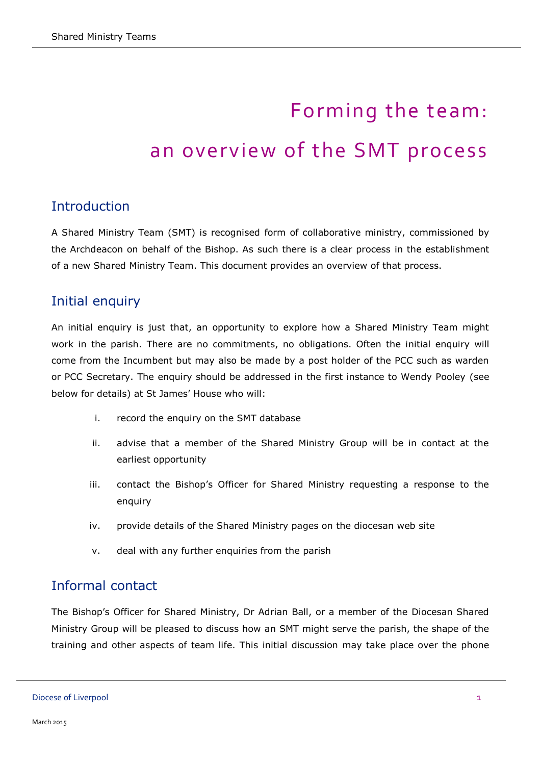# Forming the team: an overview of the SMT process

## Introduction

A Shared Ministry Team (SMT) is recognised form of collaborative ministry, commissioned by the Archdeacon on behalf of the Bishop. As such there is a clear process in the establishment of a new Shared Ministry Team. This document provides an overview of that process.

## Initial enquiry

An initial enquiry is just that, an opportunity to explore how a Shared Ministry Team might work in the parish. There are no commitments, no obligations. Often the initial enquiry will come from the Incumbent but may also be made by a post holder of the PCC such as warden or PCC Secretary. The enquiry should be addressed in the first instance to Wendy Pooley (see below for details) at St James' House who will:

i. record the enquiry on the SMT database

ii. advise that a member of the Shared Ministry Group will be in contact at the earliest opportunity

iii. contact the Bishop's Officer for Shared Ministry requesting a response to the enquiry

iv. provide details of the Shared Ministry pages on the diocesan web site

v. deal with any further enquiries from the parish

## Informal contact

The Bishop's Officer for Shared Ministry, Dr Adrian Ball, or a member of the Diocesan Shared Ministry Group will be pleased to discuss how an SMT might serve the parish, the shape of the training and other aspects of team life. This initial discussion may take place over the phone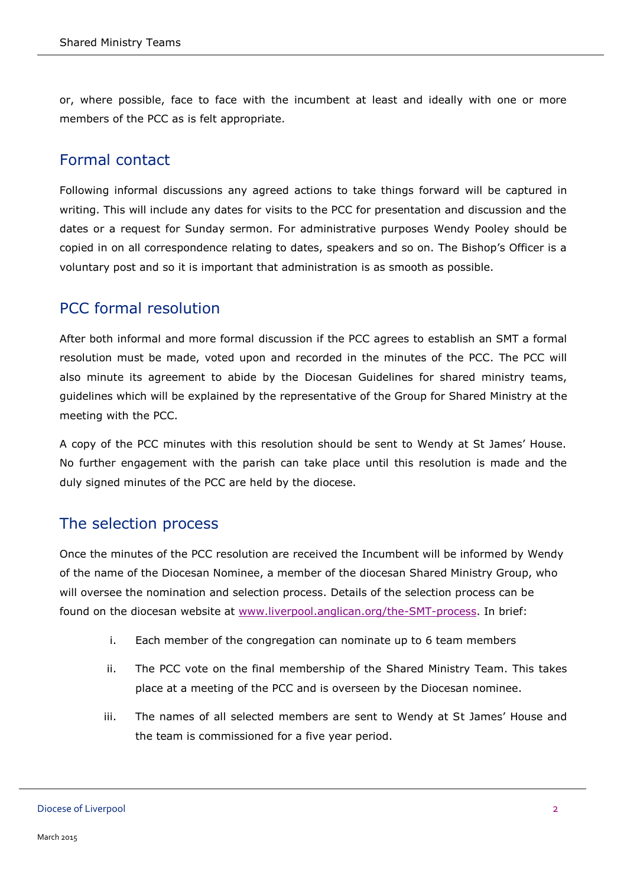or, where possible, face to face with the incumbent at least and ideally with one or more members of the PCC as is felt appropriate.

## Formal contact

Following informal discussions any agreed actions to take things forward will be captured in writing. This will include any dates for visits to the PCC for presentation and discussion and the dates or a request for Sunday sermon. For administrative purposes Wendy Pooley should be copied in on all correspondence relating to dates, speakers and so on. The Bishop's Officer is a voluntary post and so it is important that administration is as smooth as possible.

## PCC formal resolution

After both informal and more formal discussion if the PCC agrees to establish an SMT a formal resolution must be made, voted upon and recorded in the minutes of the PCC. The PCC will also minute its agreement to abide by the Diocesan Guidelines for shared ministry teams, guidelines which will be explained by the representative of the Group for Shared Ministry at the meeting with the PCC.

A copy of the PCC minutes with this resolution should be sent to Wendy at St James' House. No further engagement with the parish can take place until this resolution is made and the duly signed minutes of the PCC are held by the diocese.

## The selection process

Once the minutes of the PCC resolution are received the Incumbent will be informed by Wendy of the name of the Diocesan Nominee, a member of the diocesan Shared Ministry Group, who will oversee the nomination and selection process. Details of the selection process can be found on the diocesan website at [www.liverpool.anglican.org/the-SMT-process](www.liverpool.anglican.org/the-SMT-process). In brief:

i. Each member of the congregation can nominate up to 6 team members

ii. The PCC vote on the final membership of the Shared Ministry Team. This takes place at a meeting of the PCC and is overseen by the Diocesan nominee.

iii. The names of all selected members are sent to Wendy at St James' House and the team is commissioned for a five year period.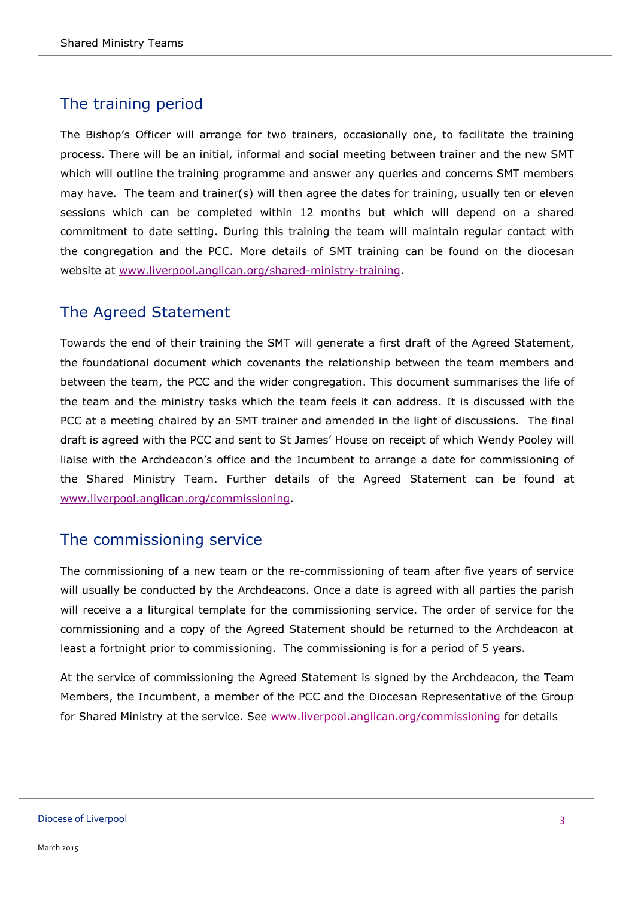## The training period

The Bishop's Officer will arrange for two trainers, occasionally one, to facilitate the training process. There will be an initial, informal and social meeting between trainer and the new SMT which will outline the training programme and answer any queries and concerns SMT members may have. The team and trainer(s) will then agree the dates for training, usually ten or eleven sessions which can be completed within 12 months but which will depend on a shared commitment to date setting. During this training the team will maintain regular contact with the congregation and the PCC. More details of SMT training can be found on the diocesan website at www.liverpool.anglican.org/shared-ministry-training.

## The Agreed Statement

Towards the end of their training the SMT will generate a first draft of the Agreed Statement, the foundational document which covenants the relationship between the team members and between the team, the PCC and the wider congregation. This document summarises the life of the team and the ministry tasks which the team feels it can address. It is discussed with the PCC at a meeting chaired by an SMT trainer and amended in the light of discussions. The final draft is agreed with the PCC and sent to St James' House on receipt of which Wendy Pooley will liaise with the Archdeacon's office and the Incumbent to arrange a date for commissioning of the Shared Ministry Team. Further details of the Agreed Statement can be found at www.liverpool.anglican.org/commissioning.

## The commissioning service

The commissioning of a new team or the re-commissioning of team after five years of service will usually be conducted by the Archdeacons. Once a date is agreed with all parties the parish will receive a a liturgical template for the commissioning service. The order of service for the commissioning and a copy of the Agreed Statement should be returned to the Archdeacon at least a fortnight prior to commissioning. The commissioning is for a period of 5 years.

At the service of commissioning the Agreed Statement is signed by the Archdeacon, the Team Members, the Incumbent, a member of the PCC and the Diocesan Representative of the Group for Shared Ministry at the service. See www.liverpool.anglican.org/commissioning for details